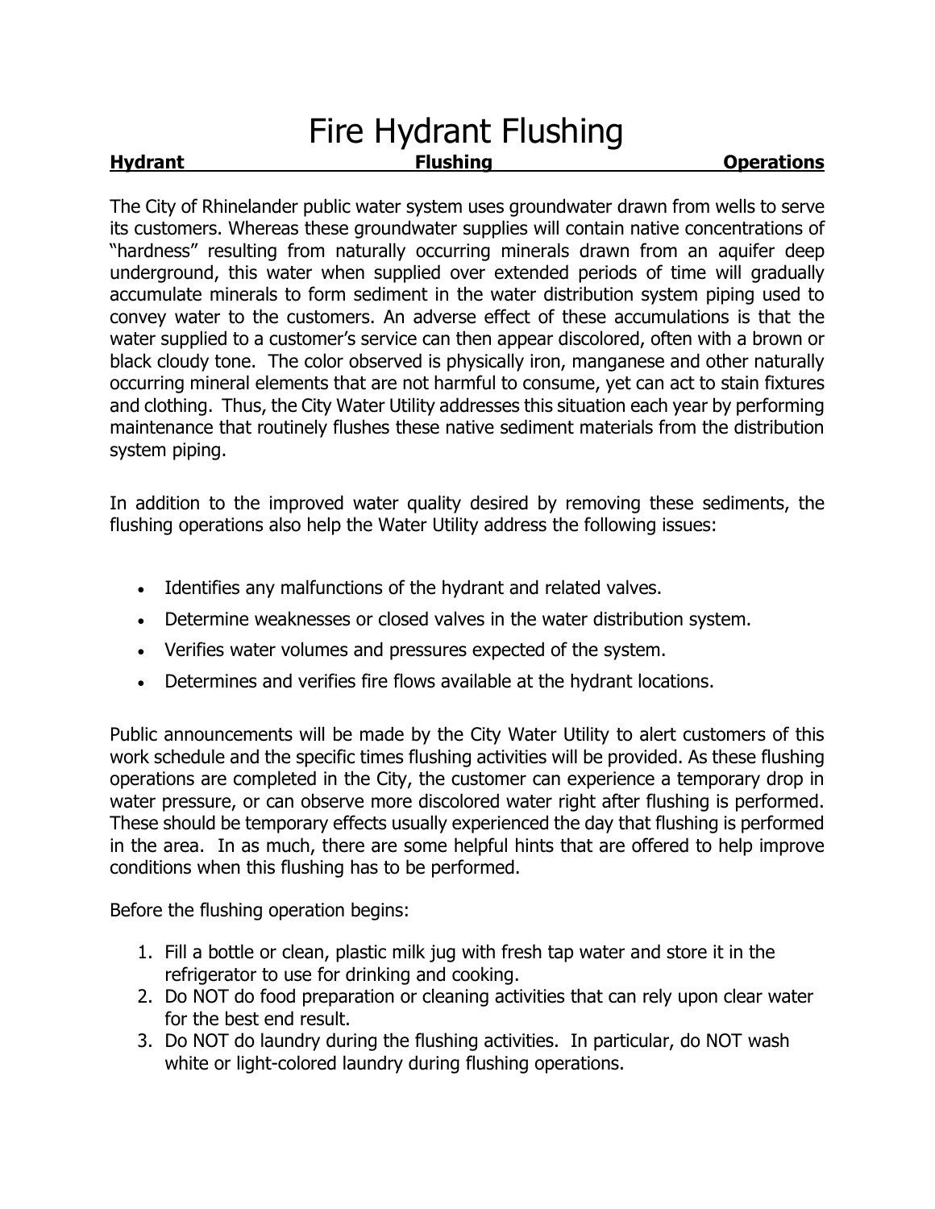# Fire Hydrant Flushing

**Hydrant Flushing Operations**

The City of Rhinelander public water system uses groundwater drawn from wells to serve its customers. Whereas these groundwater supplies will contain native concentrations of "hardness" resulting from naturally occurring minerals drawn from an aquifer deep underground, this water when supplied over extended periods of time will gradually accumulate minerals to form sediment in the water distribution system piping used to convey water to the customers. An adverse effect of these accumulations is that the water supplied to a customer's service can then appear discolored, often with a brown or black cloudy tone. The color observed is physically iron, manganese and other naturally occurring mineral elements that are not harmful to consume, yet can act to stain fixtures and clothing. Thus, the City Water Utility addresses this situation each year by performing maintenance that routinely flushes these native sediment materials from the distribution system piping.

In addition to the improved water quality desired by removing these sediments, the flushing operations also help the Water Utility address the following issues:

- Identifies any malfunctions of the hydrant and related valves.
- Determine weaknesses or closed valves in the water distribution system.
- Verifies water volumes and pressures expected of the system.
- Determines and verifies fire flows available at the hydrant locations.

Public announcements will be made by the City Water Utility to alert customers of this work schedule and the specific times flushing activities will be provided. As these flushing operations are completed in the City, the customer can experience a temporary drop in water pressure, or can observe more discolored water right after flushing is performed. These should be temporary effects usually experienced the day that flushing is performed in the area. In as much, there are some helpful hints that are offered to help improve conditions when this flushing has to be performed.

Before the flushing operation begins:

1. Fill a bottle or clean, plastic milk jug with fresh tap water and store it in the refrigerator to use for drinking and cooking.
2. Do NOT do food preparation or cleaning activities that can rely upon clear water for the best end result.
3. Do NOT do laundry during the flushing activities. In particular, do NOT wash white or light-colored laundry during flushing operations.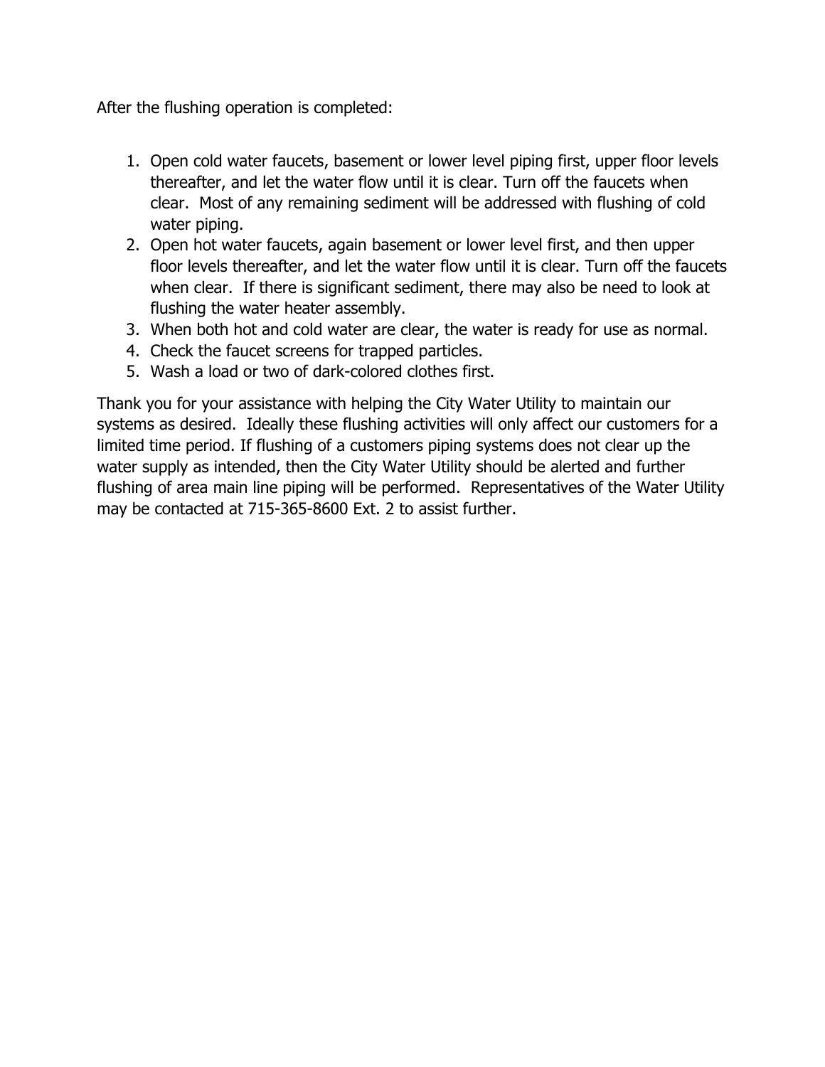After the flushing operation is completed:

1. Open cold water faucets, basement or lower level piping first, upper floor levels thereafter, and let the water flow until it is clear. Turn off the faucets when clear. Most of any remaining sediment will be addressed with flushing of cold water piping.
2. Open hot water faucets, again basement or lower level first, and then upper floor levels thereafter, and let the water flow until it is clear. Turn off the faucets when clear. If there is significant sediment, there may also be need to look at flushing the water heater assembly.
3. When both hot and cold water are clear, the water is ready for use as normal.
4. Check the faucet screens for trapped particles.
5. Wash a load or two of dark-colored clothes first.

Thank you for your assistance with helping the City Water Utility to maintain our systems as desired. Ideally these flushing activities will only affect our customers for a limited time period. If flushing of a customers piping systems does not clear up the water supply as intended, then the City Water Utility should be alerted and further flushing of area main line piping will be performed. Representatives of the Water Utility may be contacted at 715-365-8600 Ext. 2 to assist further.